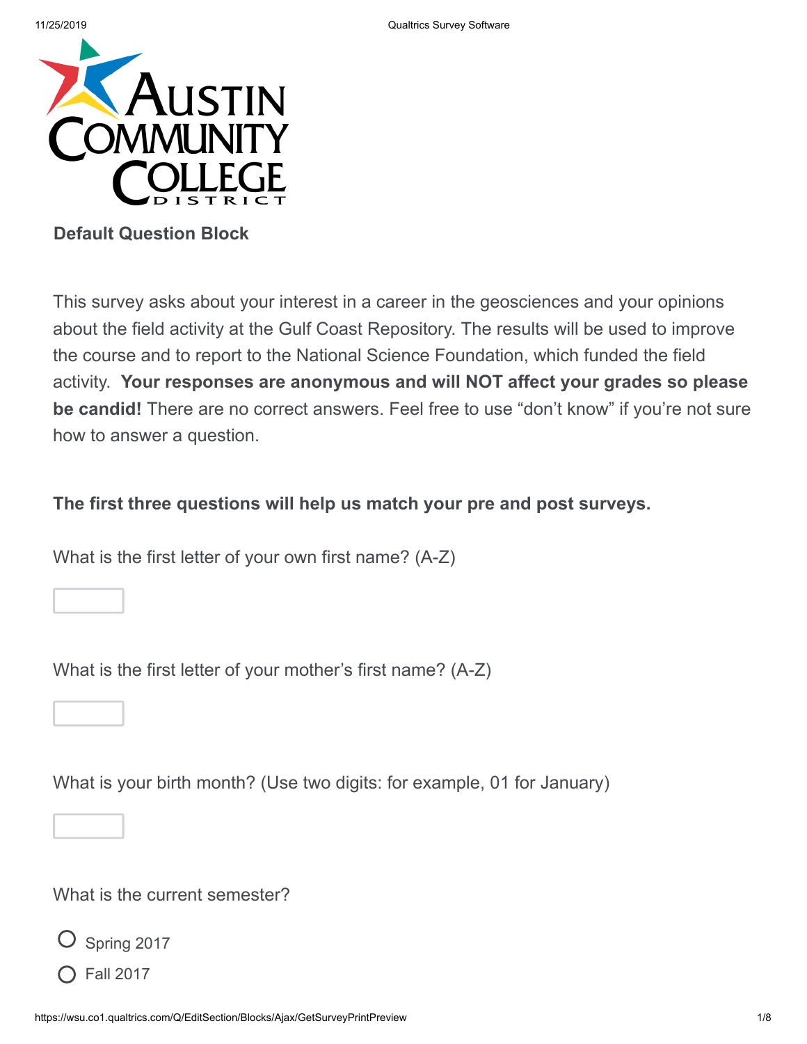**Default Question Block**

This survey asks about your interest in a career in the geosciences and your opinions about the field activity at the Gulf Coast Repository. The results will be used to improve the course and to report to the National Science Foundation, which funded the field activity. **Your responses are anonymous and will NOT affect your grades so please be candid!** There are no correct answers. Feel free to use "don't know" if you're not sure how to answer a question.

**The first three questions will help us match your pre and post surveys.**

What is the first letter of your own first name? (A-Z)

What is the first letter of your mother's first name? (A-Z)

What is your birth month? (Use two digits: for example, 01 for January)

What is the current semester?

- Spring 2017
- Fall 2017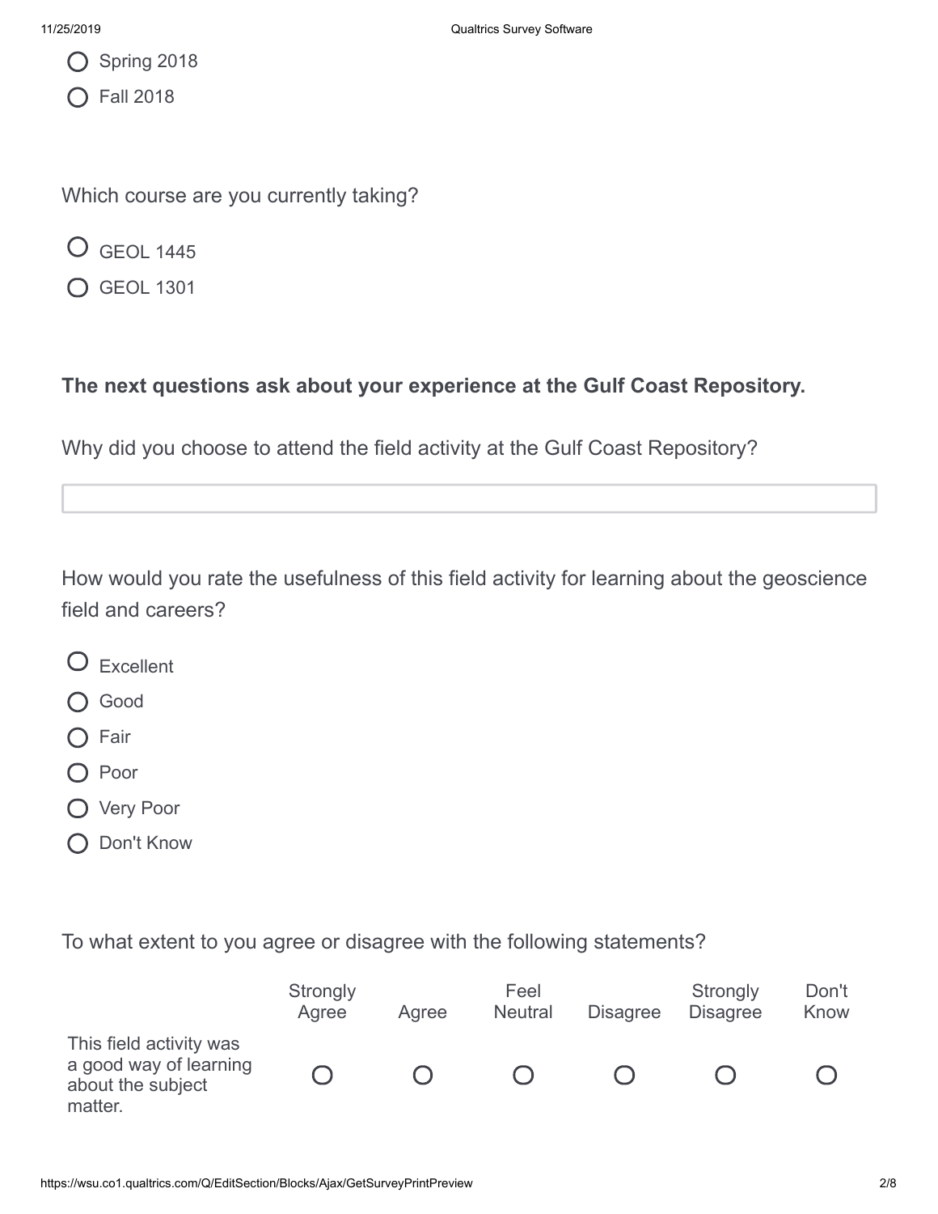- Spring 2018
- Fall 2018

Which course are you currently taking?

- GEOL 1445
- GEOL 1301

**The next questions ask about your experience at the Gulf Coast Repository.**

Why did you choose to attend the field activity at the Gulf Coast Repository?

How would you rate the usefulness of this field activity for learning about the geoscience field and careers?

- Excellent
- Good
- Fair
- Poor
- Very Poor
- Don't Know

To what extent to you agree or disagree with the following statements?

| | Strongly Agree | Agree | Feel Neutral | Disagree | Strongly Disagree | Don't Know |
|---|---|---|---|---|---|---|
| This field activity was a good way of learning about the subject matter. | ○ | ○ | ○ | ○ | ○ | ○ |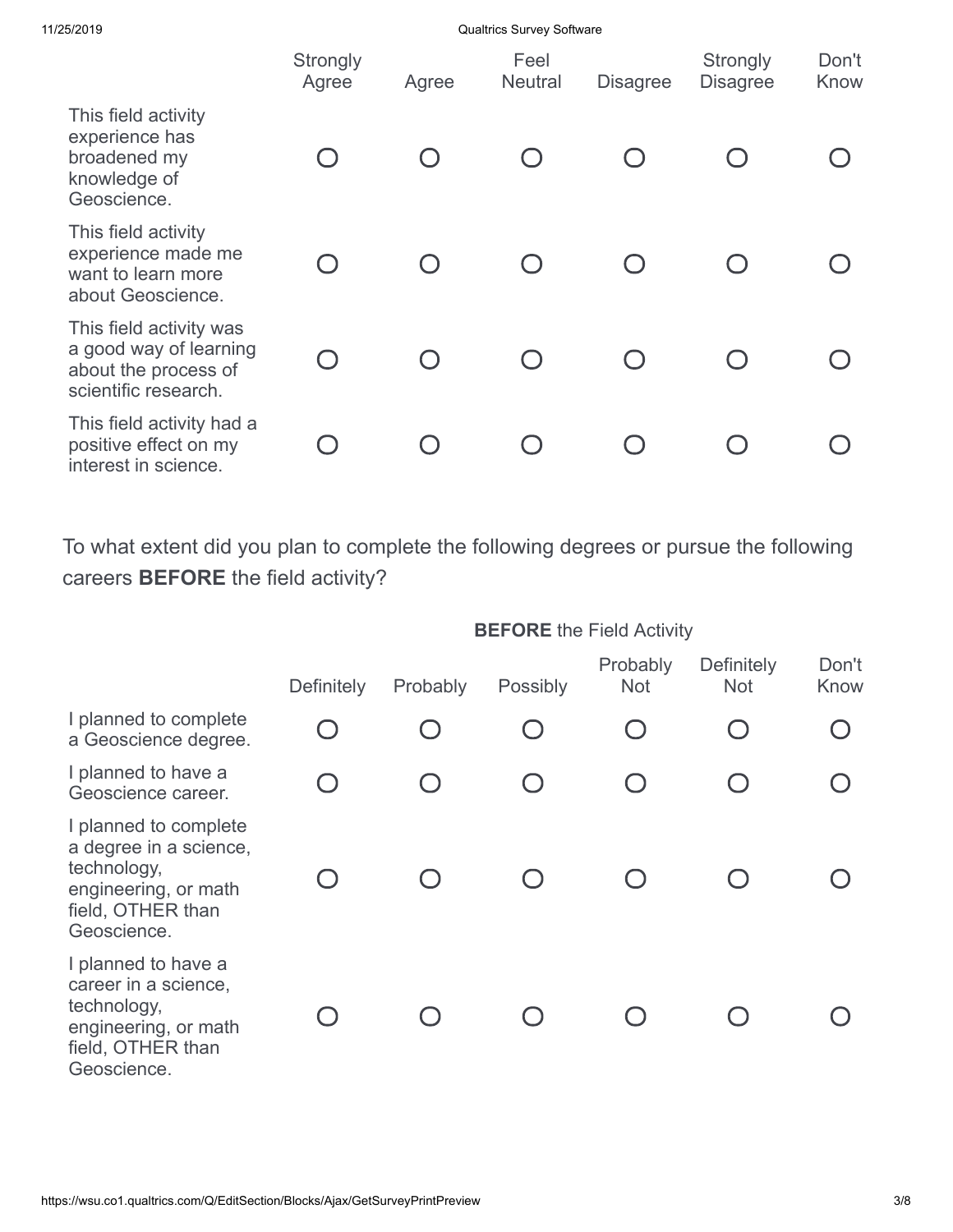| | Strongly Agree | Agree | Feel Neutral | Disagree | Strongly Disagree | Don't Know |
|---|---|---|---|---|---|---|
| This field activity experience has broadened my knowledge of Geoscience. | ○ | ○ | ○ | ○ | ○ | ○ |
| This field activity experience made me want to learn more about Geoscience. | ○ | ○ | ○ | ○ | ○ | ○ |
| This field activity was a good way of learning about the process of scientific research. | ○ | ○ | ○ | ○ | ○ | ○ |
| This field activity had a positive effect on my interest in science. | ○ | ○ | ○ | ○ | ○ | ○ |

To what extent did you plan to complete the following degrees or pursue the following careers **BEFORE** the field activity?

| | **BEFORE** the Field Activity | | | | | |
|---|---|---|---|---|---|---|
| | Definitely | Probably | Possibly | Probably Not | Definitely Not | Don't Know |
| I planned to complete a Geoscience degree. | ○ | ○ | ○ | ○ | ○ | ○ |
| I planned to have a Geoscience career. | ○ | ○ | ○ | ○ | ○ | ○ |
| I planned to complete a degree in a science, technology, engineering, or math field, OTHER than Geoscience. | ○ | ○ | ○ | ○ | ○ | ○ |
| I planned to have a career in a science, technology, engineering, or math field, OTHER than Geoscience. | ○ | ○ | ○ | ○ | ○ | ○ |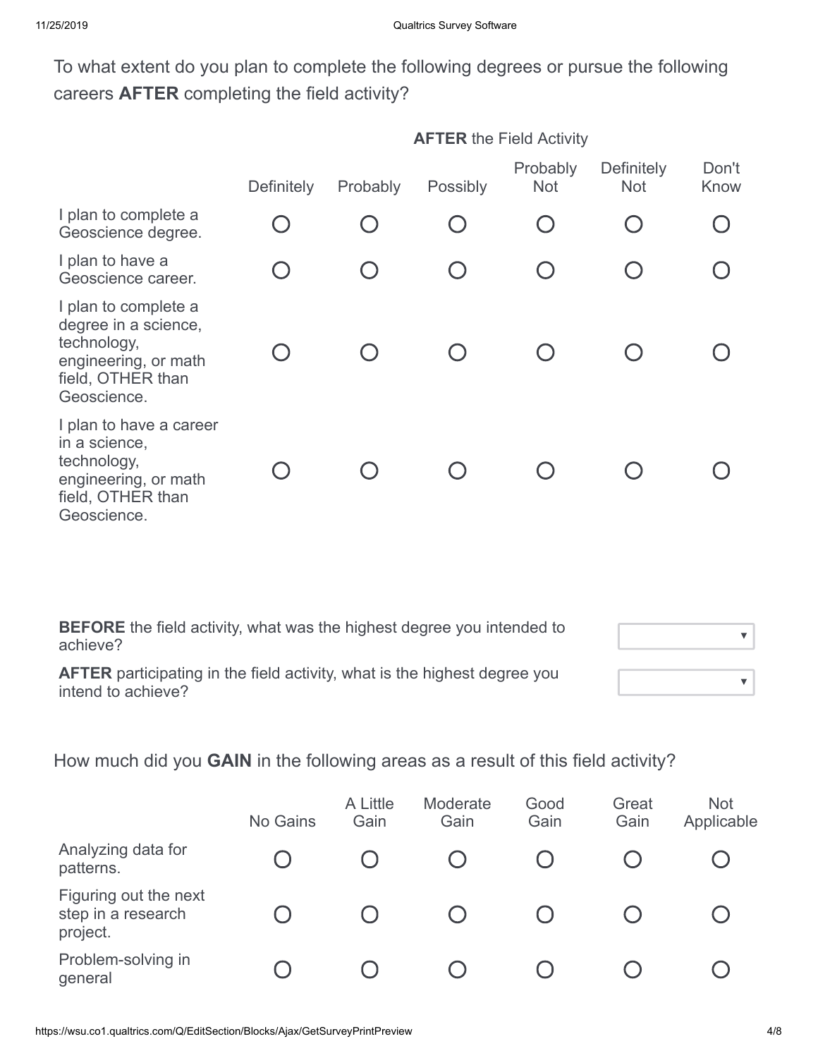To what extent do you plan to complete the following degrees or pursue the following careers **AFTER** completing the field activity?

| | **AFTER** the Field Activity | | | | | |
|---|---|---|---|---|---|---|
| | Definitely | Probably | Possibly | Probably Not | Definitely Not | Don't Know |
| I plan to complete a Geoscience degree. | ◯ | ◯ | ◯ | ◯ | ◯ | ◯ |
| I plan to have a Geoscience career. | ◯ | ◯ | ◯ | ◯ | ◯ | ◯ |
| I plan to complete a degree in a science, technology, engineering, or math field, OTHER than Geoscience. | ◯ | ◯ | ◯ | ◯ | ◯ | ◯ |
| I plan to have a career in a science, technology, engineering, or math field, OTHER than Geoscience. | ◯ | ◯ | ◯ | ◯ | ◯ | ◯ |

**BEFORE** the field activity, what was the highest degree you intended to achieve? [ ▼ ]

**AFTER** participating in the field activity, what is the highest degree you intend to achieve? [ ▼ ]

How much did you **GAIN** in the following areas as a result of this field activity?

| | No Gains | A Little Gain | Moderate Gain | Good Gain | Great Gain | Not Applicable |
|---|---|---|---|---|---|---|
| Analyzing data for patterns. | ◯ | ◯ | ◯ | ◯ | ◯ | ◯ |
| Figuring out the next step in a research project. | ◯ | ◯ | ◯ | ◯ | ◯ | ◯ |
| Problem-solving in general | ◯ | ◯ | ◯ | ◯ | ◯ | ◯ |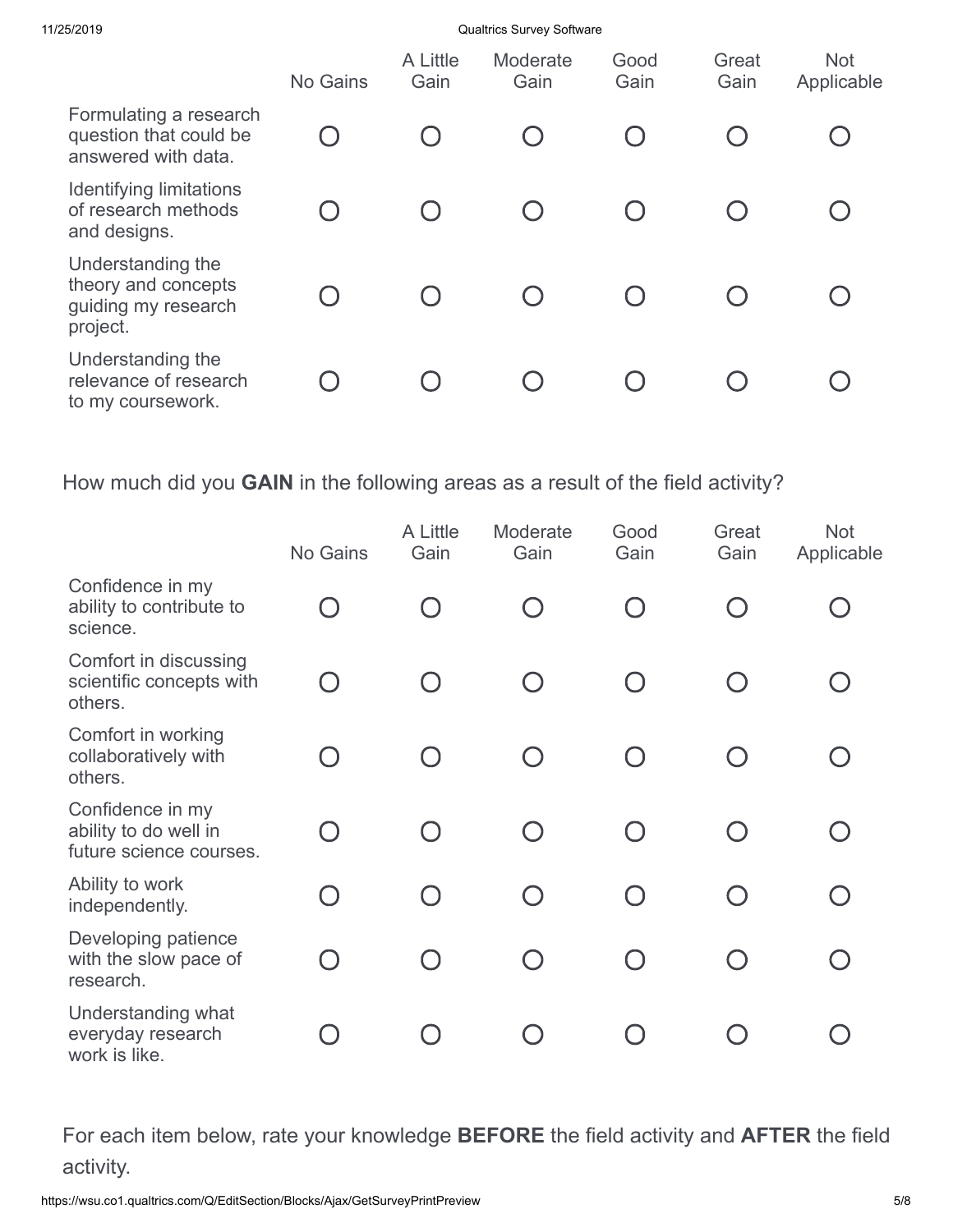| | No Gains | A Little Gain | Moderate Gain | Good Gain | Great Gain | Not Applicable |
|---|---|---|---|---|---|---|
| Formulating a research question that could be answered with data. | ◯ | ◯ | ◯ | ◯ | ◯ | ◯ |
| Identifying limitations of research methods and designs. | ◯ | ◯ | ◯ | ◯ | ◯ | ◯ |
| Understanding the theory and concepts guiding my research project. | ◯ | ◯ | ◯ | ◯ | ◯ | ◯ |
| Understanding the relevance of research to my coursework. | ◯ | ◯ | ◯ | ◯ | ◯ | ◯ |

How much did you **GAIN** in the following areas as a result of the field activity?

| | No Gains | A Little Gain | Moderate Gain | Good Gain | Great Gain | Not Applicable |
|---|---|---|---|---|---|---|
| Confidence in my ability to contribute to science. | ◯ | ◯ | ◯ | ◯ | ◯ | ◯ |
| Comfort in discussing scientific concepts with others. | ◯ | ◯ | ◯ | ◯ | ◯ | ◯ |
| Comfort in working collaboratively with others. | ◯ | ◯ | ◯ | ◯ | ◯ | ◯ |
| Confidence in my ability to do well in future science courses. | ◯ | ◯ | ◯ | ◯ | ◯ | ◯ |
| Ability to work independently. | ◯ | ◯ | ◯ | ◯ | ◯ | ◯ |
| Developing patience with the slow pace of research. | ◯ | ◯ | ◯ | ◯ | ◯ | ◯ |
| Understanding what everyday research work is like. | ◯ | ◯ | ◯ | ◯ | ◯ | ◯ |

For each item below, rate your knowledge **BEFORE** the field activity and **AFTER** the field activity.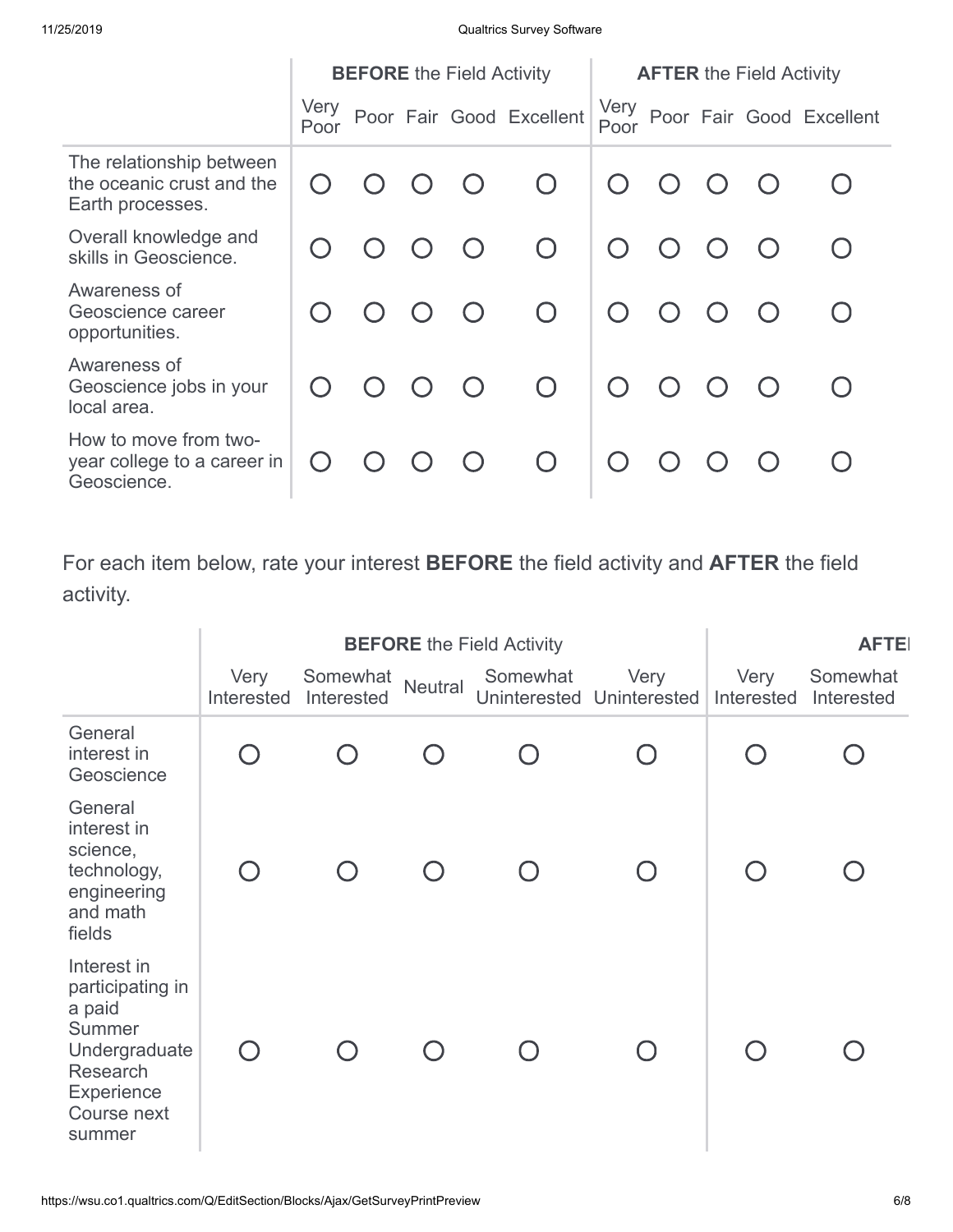| | BEFORE the Field Activity | | | | | AFTER the Field Activity | | | | |
|---|---|---|---|---|---|---|---|---|---|---|
| | Very Poor | Poor | Fair | Good | Excellent | Very Poor | Poor | Fair | Good | Excellent |
| The relationship between the oceanic crust and the Earth processes. | ○ | ○ | ○ | ○ | ○ | ○ | ○ | ○ | ○ | ○ |
| Overall knowledge and skills in Geoscience. | ○ | ○ | ○ | ○ | ○ | ○ | ○ | ○ | ○ | ○ |
| Awareness of Geoscience career opportunities. | ○ | ○ | ○ | ○ | ○ | ○ | ○ | ○ | ○ | ○ |
| Awareness of Geoscience jobs in your local area. | ○ | ○ | ○ | ○ | ○ | ○ | ○ | ○ | ○ | ○ |
| How to move from two-year college to a career in Geoscience. | ○ | ○ | ○ | ○ | ○ | ○ | ○ | ○ | ○ | ○ |

For each item below, rate your interest **BEFORE** the field activity and **AFTER** the field activity.

| | BEFORE the Field Activity | | | | | AFTE | |
|---|---|---|---|---|---|---|---|
| | Very Interested | Somewhat Interested | Neutral | Somewhat Uninterested | Very Uninterested | Very Interested | Somewhat Interested |
| General interest in Geoscience | ○ | ○ | ○ | ○ | ○ | ○ | ○ |
| General interest in science, technology, engineering and math fields | ○ | ○ | ○ | ○ | ○ | ○ | ○ |
| Interest in participating in a paid Summer Undergraduate Research Experience Course next summer | ○ | ○ | ○ | ○ | ○ | ○ | ○ |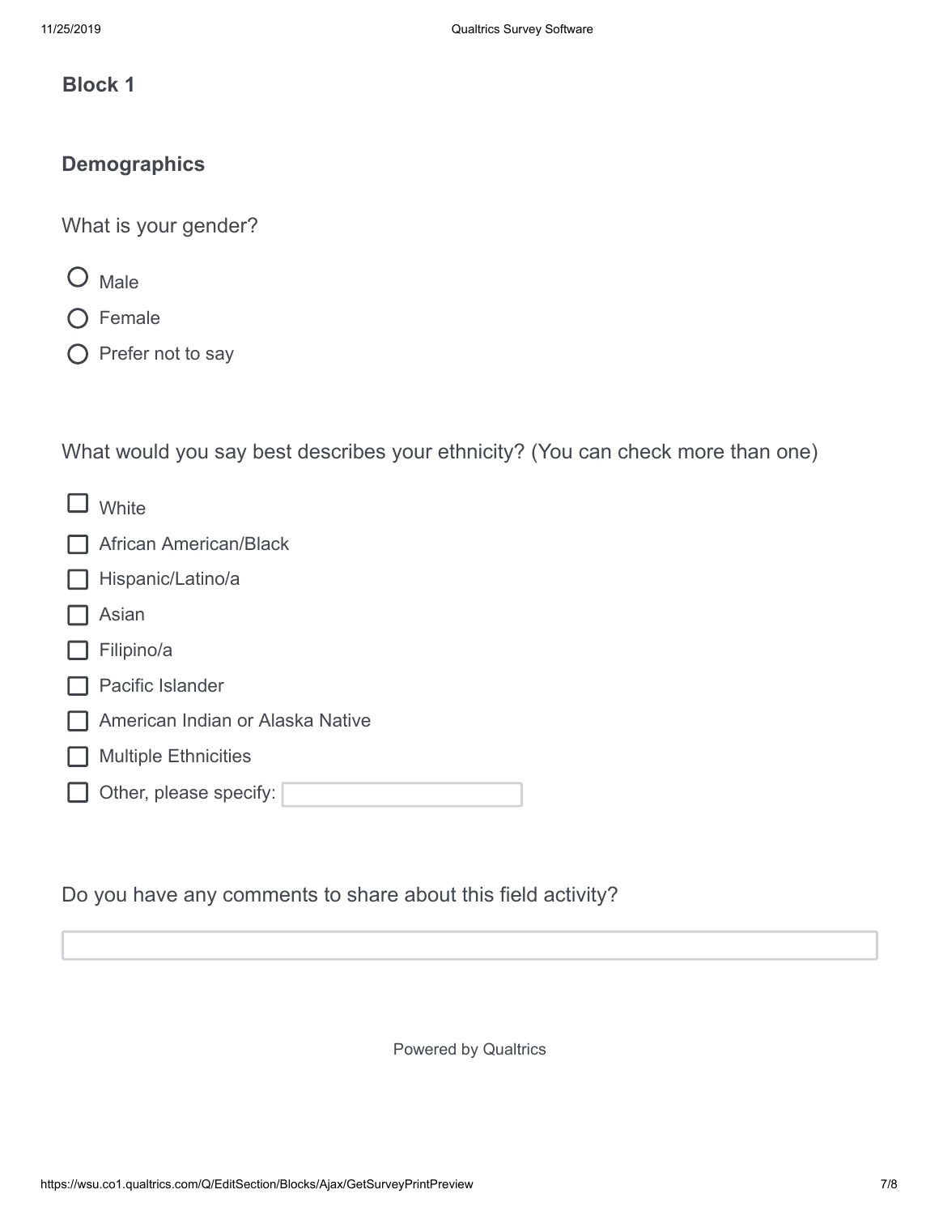## Block 1

### Demographics

What is your gender?

- ○ Male
- ○ Female
- ○ Prefer not to say

What would you say best describes your ethnicity? (You can check more than one)

- ☐ White
- ☐ African American/Black
- ☐ Hispanic/Latino/a
- ☐ Asian
- ☐ Filipino/a
- ☐ Pacific Islander
- ☐ American Indian or Alaska Native
- ☐ Multiple Ethnicities
- ☐ Other, please specify: ____________

Do you have any comments to share about this field activity?

______________________________________________

Powered by Qualtrics